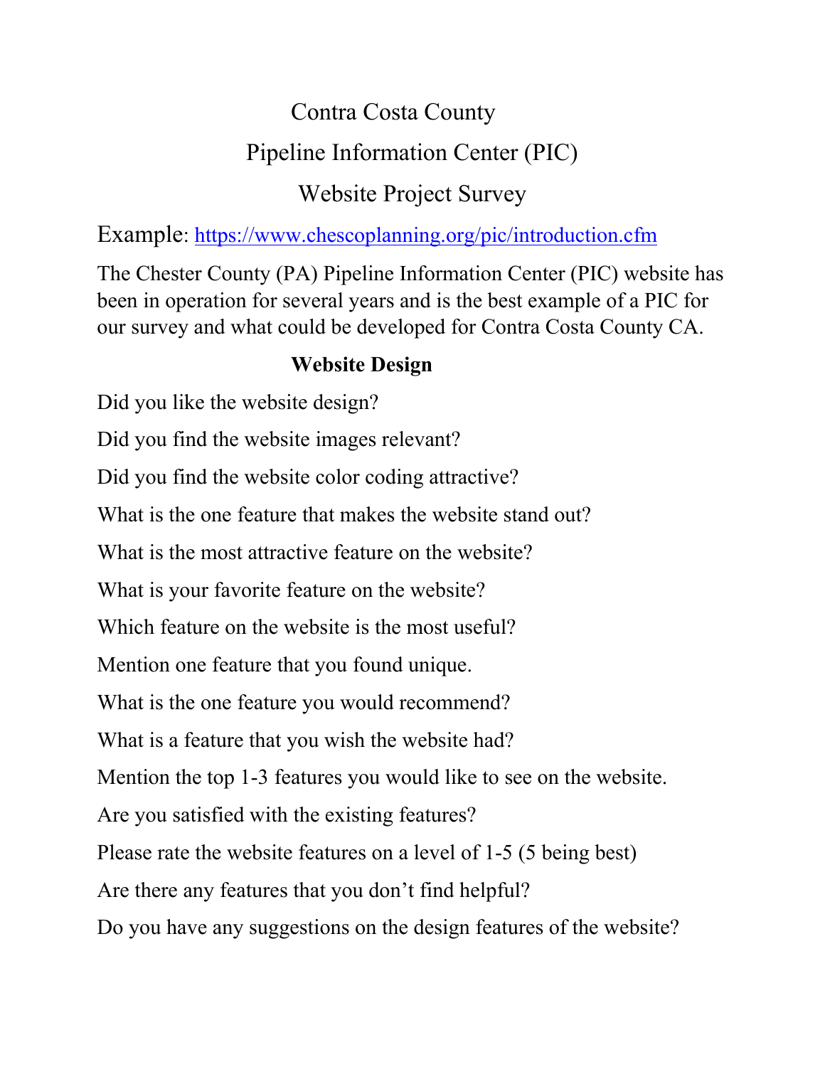# Contra Costa County

# Pipeline Information Center (PIC)

# Website Project Survey

Example: [https://www.chescoplanning.org/pic/introduction.cfm](https://www.chescoplanning.org/pic/introduction.cfm)

The Chester County (PA) Pipeline Information Center (PIC) website has been in operation for several years and is the best example of a PIC for our survey and what could be developed for Contra Costa County CA.

## Website Design

Did you like the website design?

Did you find the website images relevant?

Did you find the website color coding attractive?

What is the one feature that makes the website stand out?

What is the most attractive feature on the website?

What is your favorite feature on the website?

Which feature on the website is the most useful?

Mention one feature that you found unique.

What is the one feature you would recommend?

What is a feature that you wish the website had?

Mention the top 1-3 features you would like to see on the website.

Are you satisfied with the existing features?

Please rate the website features on a level of 1-5 (5 being best)

Are there any features that you don't find helpful?

Do you have any suggestions on the design features of the website?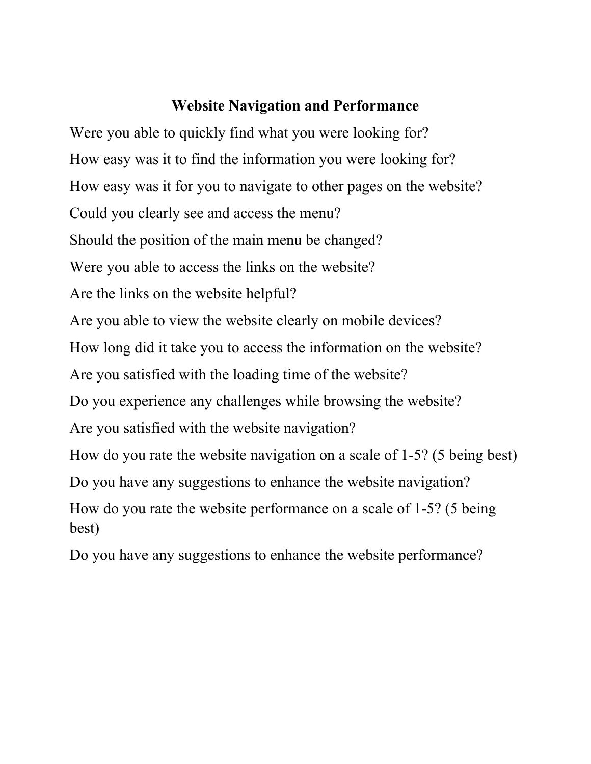## Website Navigation and Performance

Were you able to quickly find what you were looking for?

How easy was it to find the information you were looking for?

How easy was it for you to navigate to other pages on the website?

Could you clearly see and access the menu?

Should the position of the main menu be changed?

Were you able to access the links on the website?

Are the links on the website helpful?

Are you able to view the website clearly on mobile devices?

How long did it take you to access the information on the website?

Are you satisfied with the loading time of the website?

Do you experience any challenges while browsing the website?

Are you satisfied with the website navigation?

How do you rate the website navigation on a scale of 1-5? (5 being best)

Do you have any suggestions to enhance the website navigation?

How do you rate the website performance on a scale of 1-5? (5 being best)

Do you have any suggestions to enhance the website performance?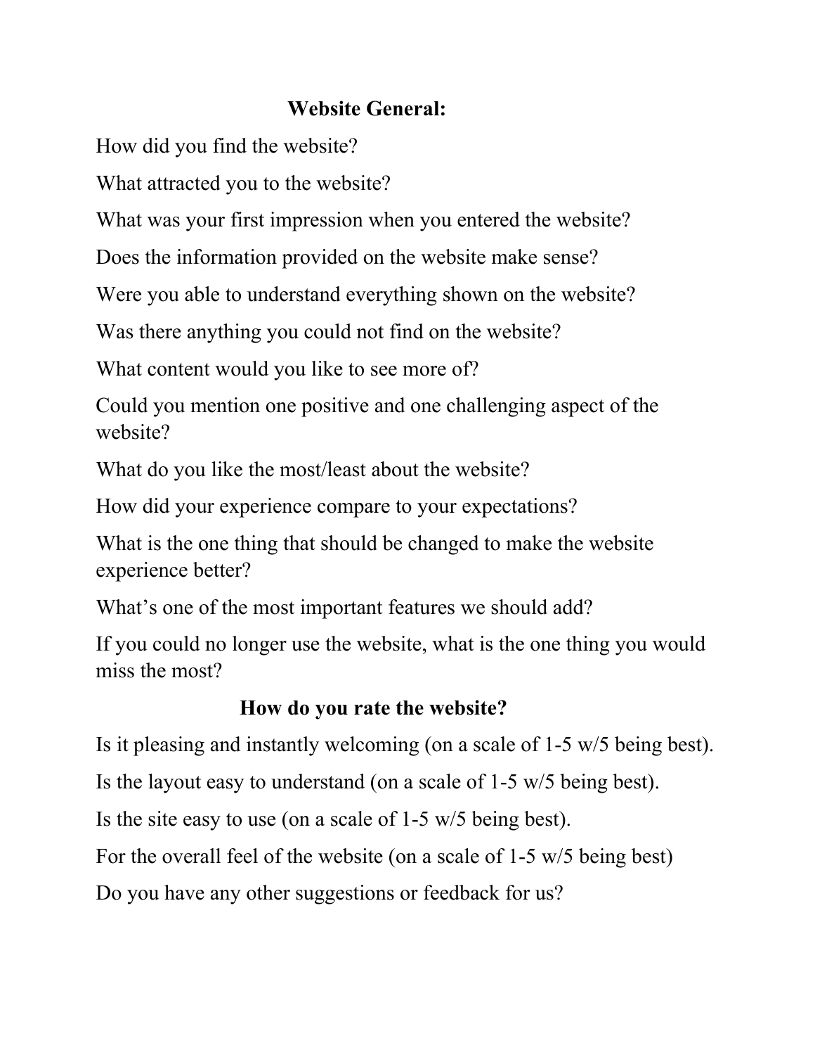## Website General:

How did you find the website?

What attracted you to the website?

What was your first impression when you entered the website?

Does the information provided on the website make sense?

Were you able to understand everything shown on the website?

Was there anything you could not find on the website?

What content would you like to see more of?

Could you mention one positive and one challenging aspect of the website?

What do you like the most/least about the website?

How did your experience compare to your expectations?

What is the one thing that should be changed to make the website experience better?

What's one of the most important features we should add?

If you could no longer use the website, what is the one thing you would miss the most?

## How do you rate the website?

Is it pleasing and instantly welcoming (on a scale of 1-5 w/5 being best).

Is the layout easy to understand (on a scale of 1-5 w/5 being best).

Is the site easy to use (on a scale of 1-5 w/5 being best).

For the overall feel of the website (on a scale of 1-5 w/5 being best)

Do you have any other suggestions or feedback for us?